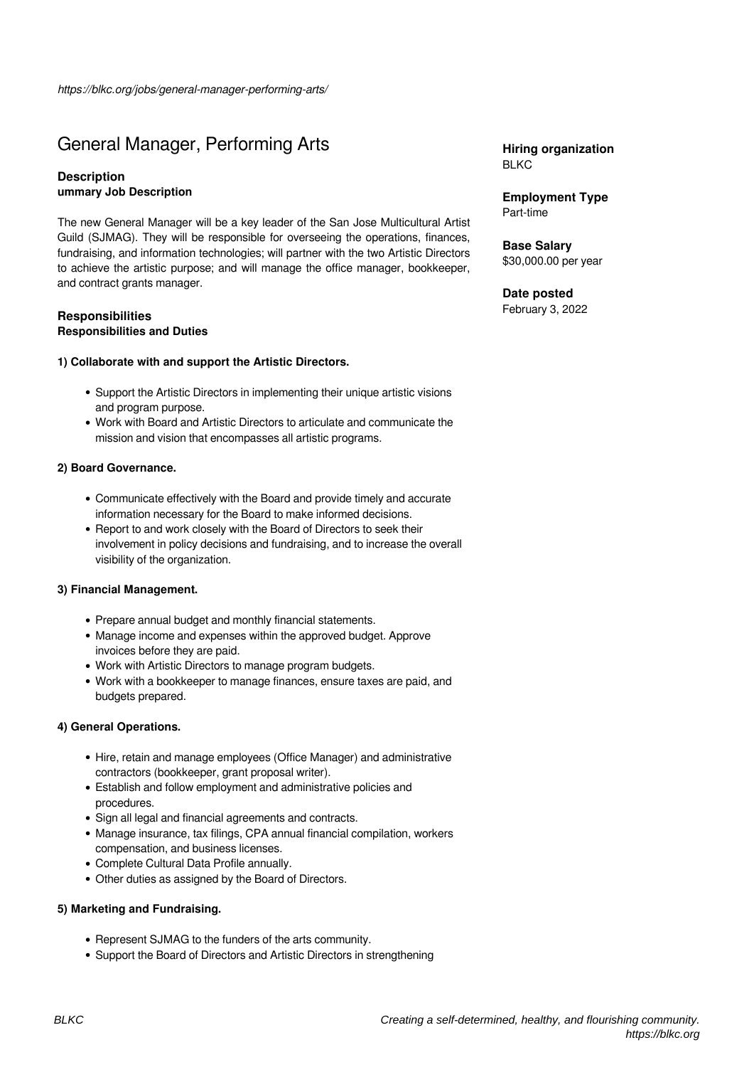https://blkc.org/jobs/general-manager-performing-arts/

# General Manager, Performing Arts

**Hiring organization**
BLKC

**Employment Type**
Part-time

**Base Salary**
$30,000.00 per year

**Date posted**
February 3, 2022

### Description

**ummary Job Description**

The new General Manager will be a key leader of the San Jose Multicultural Artist Guild (SJMAG). They will be responsible for overseeing the operations, finances, fundraising, and information technologies; will partner with the two Artistic Directors to achieve the artistic purpose; and will manage the office manager, bookkeeper, and contract grants manager.

### Responsibilities

**Responsibilities and Duties**

**1) Collaborate with and support the Artistic Directors.**

- Support the Artistic Directors in implementing their unique artistic visions and program purpose.
- Work with Board and Artistic Directors to articulate and communicate the mission and vision that encompasses all artistic programs.

**2) Board Governance.**

- Communicate effectively with the Board and provide timely and accurate information necessary for the Board to make informed decisions.
- Report to and work closely with the Board of Directors to seek their involvement in policy decisions and fundraising, and to increase the overall visibility of the organization.

**3) Financial Management.**

- Prepare annual budget and monthly financial statements.
- Manage income and expenses within the approved budget. Approve invoices before they are paid.
- Work with Artistic Directors to manage program budgets.
- Work with a bookkeeper to manage finances, ensure taxes are paid, and budgets prepared.

**4) General Operations.**

- Hire, retain and manage employees (Office Manager) and administrative contractors (bookkeeper, grant proposal writer).
- Establish and follow employment and administrative policies and procedures.
- Sign all legal and financial agreements and contracts.
- Manage insurance, tax filings, CPA annual financial compilation, workers compensation, and business licenses.
- Complete Cultural Data Profile annually.
- Other duties as assigned by the Board of Directors.

**5) Marketing and Fundraising.**

- Represent SJMAG to the funders of the arts community.
- Support the Board of Directors and Artistic Directors in strengthening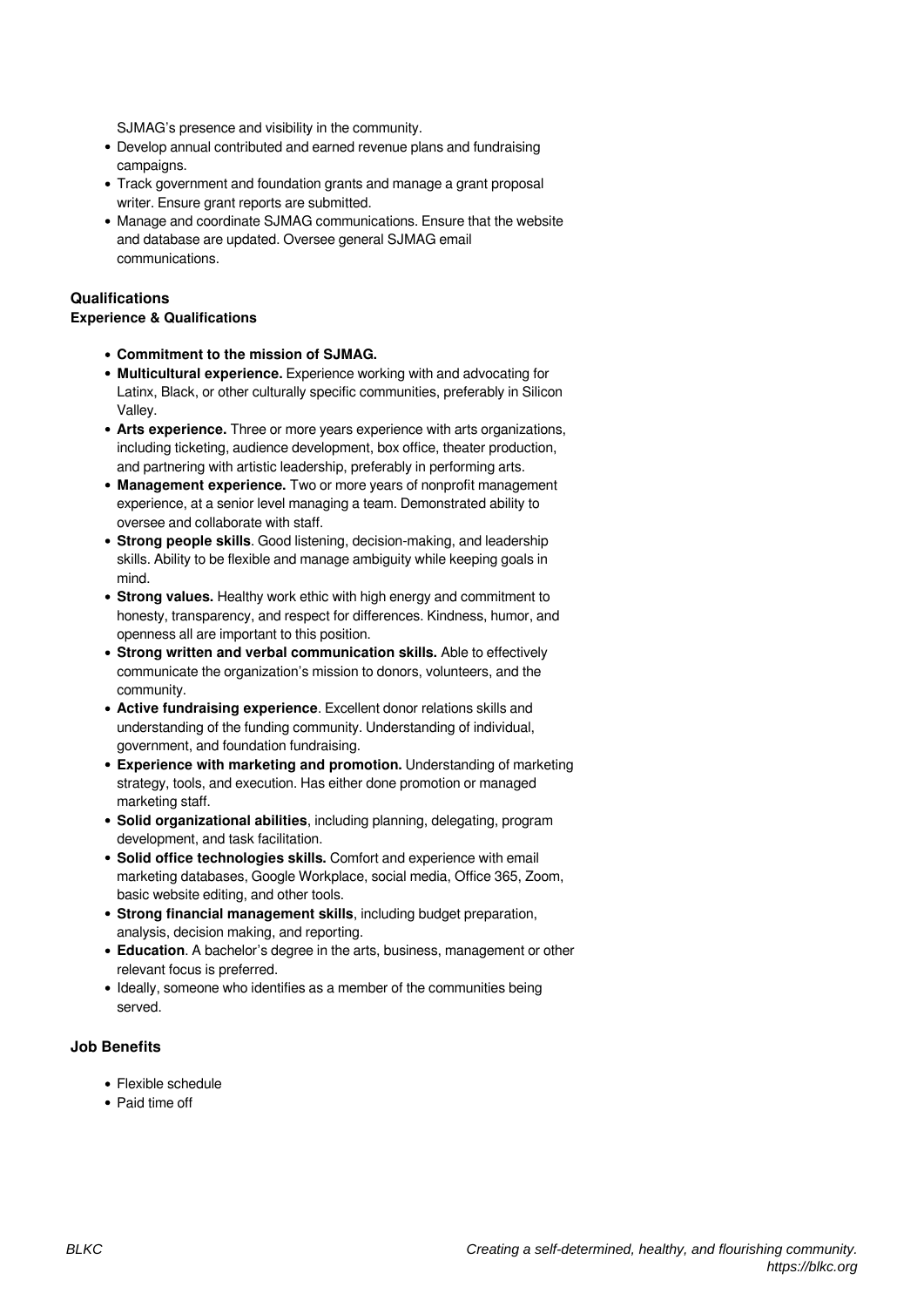SJMAG's presence and visibility in the community.

- Develop annual contributed and earned revenue plans and fundraising campaigns.
- Track government and foundation grants and manage a grant proposal writer. Ensure grant reports are submitted.
- Manage and coordinate SJMAG communications. Ensure that the website and database are updated. Oversee general SJMAG email communications.

### Qualifications

#### Experience & Qualifications

- **Commitment to the mission of SJMAG.**
- **Multicultural experience.** Experience working with and advocating for Latinx, Black, or other culturally specific communities, preferably in Silicon Valley.
- **Arts experience.** Three or more years experience with arts organizations, including ticketing, audience development, box office, theater production, and partnering with artistic leadership, preferably in performing arts.
- **Management experience.** Two or more years of nonprofit management experience, at a senior level managing a team. Demonstrated ability to oversee and collaborate with staff.
- **Strong people skills**. Good listening, decision-making, and leadership skills. Ability to be flexible and manage ambiguity while keeping goals in mind.
- **Strong values.** Healthy work ethic with high energy and commitment to honesty, transparency, and respect for differences. Kindness, humor, and openness all are important to this position.
- **Strong written and verbal communication skills.** Able to effectively communicate the organization's mission to donors, volunteers, and the community.
- **Active fundraising experience**. Excellent donor relations skills and understanding of the funding community. Understanding of individual, government, and foundation fundraising.
- **Experience with marketing and promotion.** Understanding of marketing strategy, tools, and execution. Has either done promotion or managed marketing staff.
- **Solid organizational abilities**, including planning, delegating, program development, and task facilitation.
- **Solid office technologies skills.** Comfort and experience with email marketing databases, Google Workplace, social media, Office 365, Zoom, basic website editing, and other tools.
- **Strong financial management skills**, including budget preparation, analysis, decision making, and reporting.
- **Education**. A bachelor's degree in the arts, business, management or other relevant focus is preferred.
- Ideally, someone who identifies as a member of the communities being served.

### Job Benefits

- Flexible schedule
- Paid time off